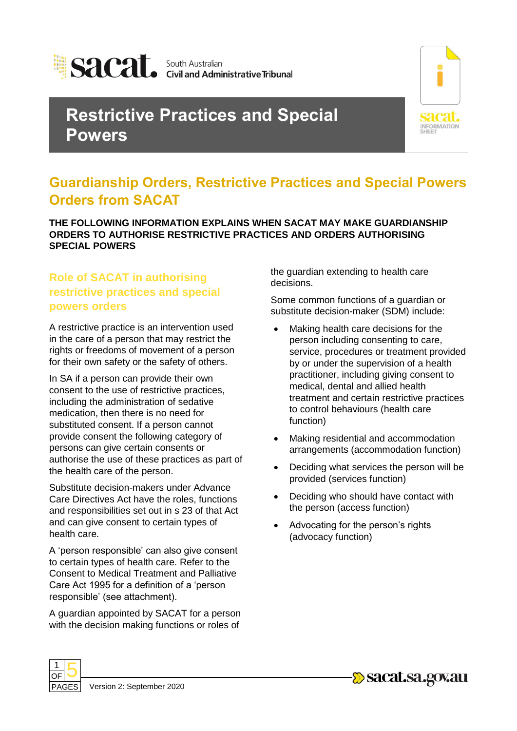# Restrictive Practices and Special Powers

## Guardianship Orders, Restrictive Practices and Special Powers Orders from SACAT

**THE FOLLOWING INFORMATION EXPLAINS WHEN SACAT MAY MAKE GUARDIANSHIP ORDERS TO AUTHORISE RESTRICTIVE PRACTICES AND ORDERS AUTHORISING SPECIAL POWERS**

### Role of SACAT in authorising restrictive practices and special powers orders

A restrictive practice is an intervention used in the care of a person that may restrict the rights or freedoms of movement of a person for their own safety or the safety of others.

In SA if a person can provide their own consent to the use of restrictive practices, including the administration of sedative medication, then there is no need for substituted consent. If a person cannot provide consent the following category of persons can give certain consents or authorise the use of these practices as part of the health care of the person.

Substitute decision-makers under Advance Care Directives Act have the roles, functions and responsibilities set out in s 23 of that Act and can give consent to certain types of health care.

A 'person responsible' can also give consent to certain types of health care. Refer to the Consent to Medical Treatment and Palliative Care Act 1995 for a definition of a 'person responsible' (see attachment).

A guardian appointed by SACAT for a person with the decision making functions or roles of the guardian extending to health care decisions.

Some common functions of a guardian or substitute decision-maker (SDM) include:

- Making health care decisions for the person including consenting to care, service, procedures or treatment provided by or under the supervision of a health practitioner, including giving consent to medical, dental and allied health treatment and certain restrictive practices to control behaviours (health care function)
- Making residential and accommodation arrangements (accommodation function)
- Deciding what services the person will be provided (services function)
- Deciding who should have contact with the person (access function)
- Advocating for the person's rights (advocacy function)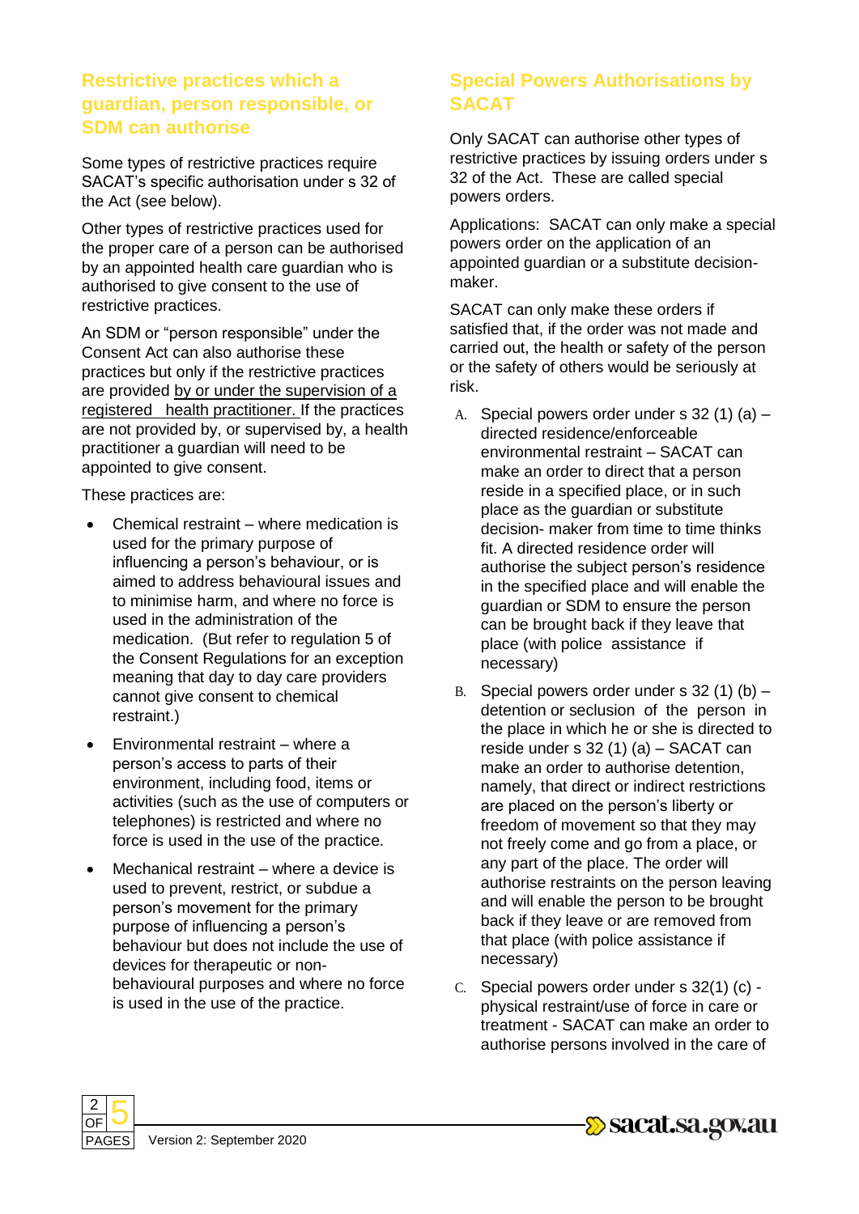## Restrictive practices which a guardian, person responsible, or SDM can authorise

Some types of restrictive practices require SACAT's specific authorisation under s 32 of the Act (see below).

Other types of restrictive practices used for the proper care of a person can be authorised by an appointed health care guardian who is authorised to give consent to the use of restrictive practices.

An SDM or "person responsible" under the Consent Act can also authorise these practices but only if the restrictive practices are provided by or under the supervision of a registered health practitioner. If the practices are not provided by, or supervised by, a health practitioner a guardian will need to be appointed to give consent.

These practices are:

- Chemical restraint – where medication is used for the primary purpose of influencing a person's behaviour, or is aimed to address behavioural issues and to minimise harm, and where no force is used in the administration of the medication. (But refer to regulation 5 of the Consent Regulations for an exception meaning that day to day care providers cannot give consent to chemical restraint.)
- Environmental restraint – where a person's access to parts of their environment, including food, items or activities (such as the use of computers or telephones) is restricted and where no force is used in the use of the practice.
- Mechanical restraint – where a device is used to prevent, restrict, or subdue a person's movement for the primary purpose of influencing a person's behaviour but does not include the use of devices for therapeutic or non-behavioural purposes and where no force is used in the use of the practice.

## Special Powers Authorisations by SACAT

Only SACAT can authorise other types of restrictive practices by issuing orders under s 32 of the Act. These are called special powers orders.

Applications: SACAT can only make a special powers order on the application of an appointed guardian or a substitute decision-maker.

SACAT can only make these orders if satisfied that, if the order was not made and carried out, the health or safety of the person or the safety of others would be seriously at risk.

A. Special powers order under s 32 (1) (a) – directed residence/enforceable environmental restraint – SACAT can make an order to direct that a person reside in a specified place, or in such place as the guardian or substitute decision- maker from time to time thinks fit. A directed residence order will authorise the subject person's residence in the specified place and will enable the guardian or SDM to ensure the person can be brought back if they leave that place (with police assistance if necessary)

B. Special powers order under s 32 (1) (b) – detention or seclusion of the person in the place in which he or she is directed to reside under s 32 (1) (a) – SACAT can make an order to authorise detention, namely, that direct or indirect restrictions are placed on the person's liberty or freedom of movement so that they may not freely come and go from a place, or any part of the place. The order will authorise restraints on the person leaving and will enable the person to be brought back if they leave or are removed from that place (with police assistance if necessary)

C. Special powers order under s 32(1) (c) - physical restraint/use of force in care or treatment - SACAT can make an order to authorise persons involved in the care of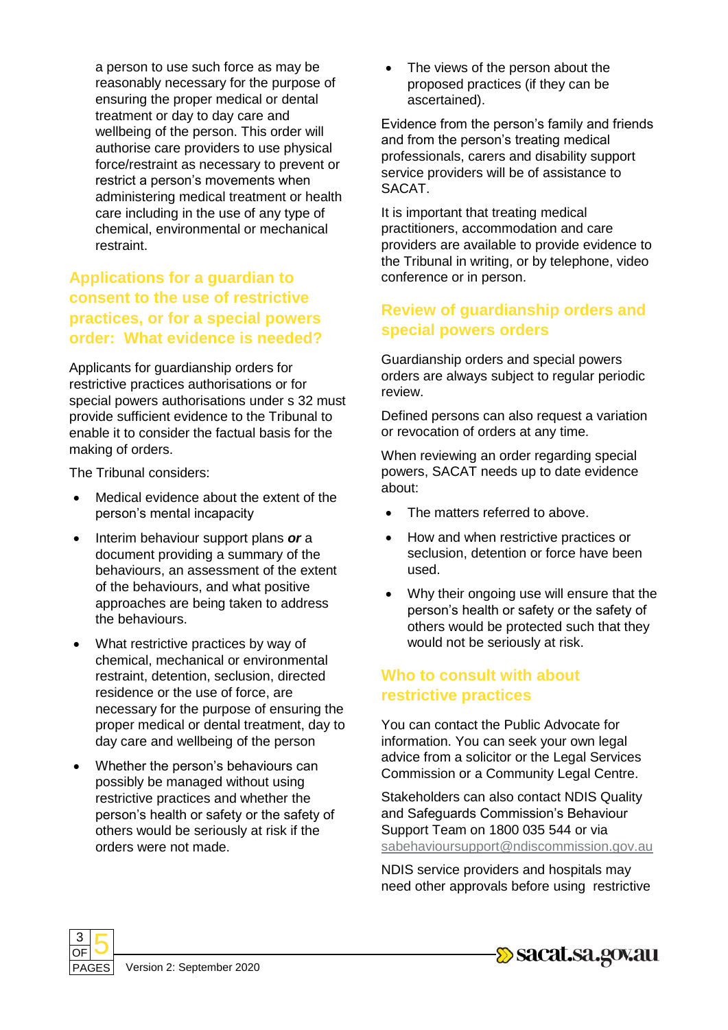a person to use such force as may be reasonably necessary for the purpose of ensuring the proper medical or dental treatment or day to day care and wellbeing of the person. This order will authorise care providers to use physical force/restraint as necessary to prevent or restrict a person's movements when administering medical treatment or health care including in the use of any type of chemical, environmental or mechanical restraint.

## Applications for a guardian to consent to the use of restrictive practices, or for a special powers order: What evidence is needed?

Applicants for guardianship orders for restrictive practices authorisations or for special powers authorisations under s 32 must provide sufficient evidence to the Tribunal to enable it to consider the factual basis for the making of orders.

The Tribunal considers:

- Medical evidence about the extent of the person's mental incapacity
- Interim behaviour support plans ***or*** a document providing a summary of the behaviours, an assessment of the extent of the behaviours, and what positive approaches are being taken to address the behaviours.
- What restrictive practices by way of chemical, mechanical or environmental restraint, detention, seclusion, directed residence or the use of force, are necessary for the purpose of ensuring the proper medical or dental treatment, day to day care and wellbeing of the person
- Whether the person's behaviours can possibly be managed without using restrictive practices and whether the person's health or safety or the safety of others would be seriously at risk if the orders were not made.
- The views of the person about the proposed practices (if they can be ascertained).

Evidence from the person's family and friends and from the person's treating medical professionals, carers and disability support service providers will be of assistance to SACAT.

It is important that treating medical practitioners, accommodation and care providers are available to provide evidence to the Tribunal in writing, or by telephone, video conference or in person.

## Review of guardianship orders and special powers orders

Guardianship orders and special powers orders are always subject to regular periodic review.

Defined persons can also request a variation or revocation of orders at any time.

When reviewing an order regarding special powers, SACAT needs up to date evidence about:

- The matters referred to above.
- How and when restrictive practices or seclusion, detention or force have been used.
- Why their ongoing use will ensure that the person's health or safety or the safety of others would be protected such that they would not be seriously at risk.

## Who to consult with about restrictive practices

You can contact the Public Advocate for information. You can seek your own legal advice from a solicitor or the Legal Services Commission or a Community Legal Centre.

Stakeholders can also contact NDIS Quality and Safeguards Commission's Behaviour Support Team on 1800 035 544 or via sabehavioursupport@ndiscommission.gov.au

NDIS service providers and hospitals may need other approvals before using restrictive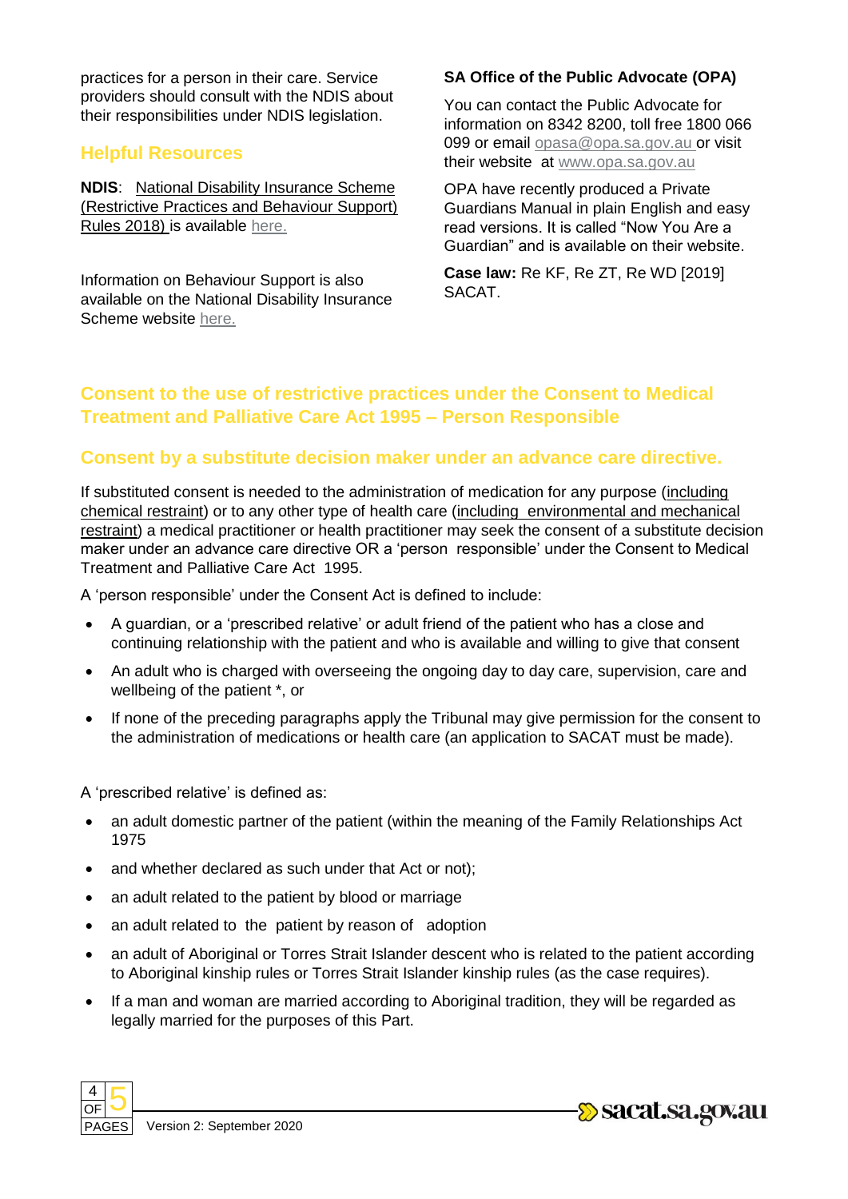practices for a person in their care. Service providers should consult with the NDIS about their responsibilities under NDIS legislation.

## Helpful Resources

**NDIS**: National Disability Insurance Scheme (Restrictive Practices and Behaviour Support) Rules 2018) is available here.

Information on Behaviour Support is also available on the National Disability Insurance Scheme website here.

**SA Office of the Public Advocate (OPA)**

You can contact the Public Advocate for information on 8342 8200, toll free 1800 066 099 or email opasa@opa.sa.gov.au or visit their website at www.opa.sa.gov.au

OPA have recently produced a Private Guardians Manual in plain English and easy read versions. It is called "Now You Are a Guardian" and is available on their website.

**Case law:** Re KF, Re ZT, Re WD [2019] SACAT.

## Consent to the use of restrictive practices under the Consent to Medical Treatment and Palliative Care Act 1995 – Person Responsible

## Consent by a substitute decision maker under an advance care directive.

If substituted consent is needed to the administration of medication for any purpose (including chemical restraint) or to any other type of health care (including environmental and mechanical restraint) a medical practitioner or health practitioner may seek the consent of a substitute decision maker under an advance care directive OR a 'person responsible' under the Consent to Medical Treatment and Palliative Care Act 1995.

A 'person responsible' under the Consent Act is defined to include:

- A guardian, or a 'prescribed relative' or adult friend of the patient who has a close and continuing relationship with the patient and who is available and willing to give that consent
- An adult who is charged with overseeing the ongoing day to day care, supervision, care and wellbeing of the patient *, or
- If none of the preceding paragraphs apply the Tribunal may give permission for the consent to the administration of medications or health care (an application to SACAT must be made).

A 'prescribed relative' is defined as:

- an adult domestic partner of the patient (within the meaning of the Family Relationships Act 1975
- and whether declared as such under that Act or not);
- an adult related to the patient by blood or marriage
- an adult related to the patient by reason of adoption
- an adult of Aboriginal or Torres Strait Islander descent who is related to the patient according to Aboriginal kinship rules or Torres Strait Islander kinship rules (as the case requires).
- If a man and woman are married according to Aboriginal tradition, they will be regarded as legally married for the purposes of this Part.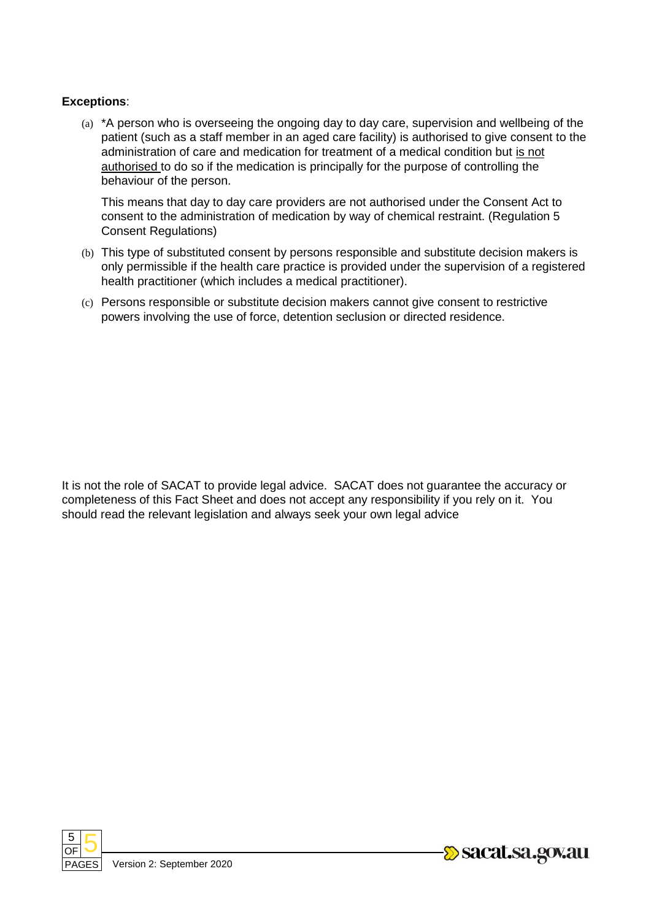**Exceptions**:

(a) *A person who is overseeing the ongoing day to day care, supervision and wellbeing of the patient (such as a staff member in an aged care facility) is authorised to give consent to the administration of care and medication for treatment of a medical condition but <u>is not authorised</u> to do so if the medication is principally for the purpose of controlling the behaviour of the person.

This means that day to day care providers are not authorised under the Consent Act to consent to the administration of medication by way of chemical restraint. (Regulation 5 Consent Regulations)

(b) This type of substituted consent by persons responsible and substitute decision makers is only permissible if the health care practice is provided under the supervision of a registered health practitioner (which includes a medical practitioner).

(c) Persons responsible or substitute decision makers cannot give consent to restrictive powers involving the use of force, detention seclusion or directed residence.

It is not the role of SACAT to provide legal advice. SACAT does not guarantee the accuracy or completeness of this Fact Sheet and does not accept any responsibility if you rely on it. You should read the relevant legislation and always seek your own legal advice